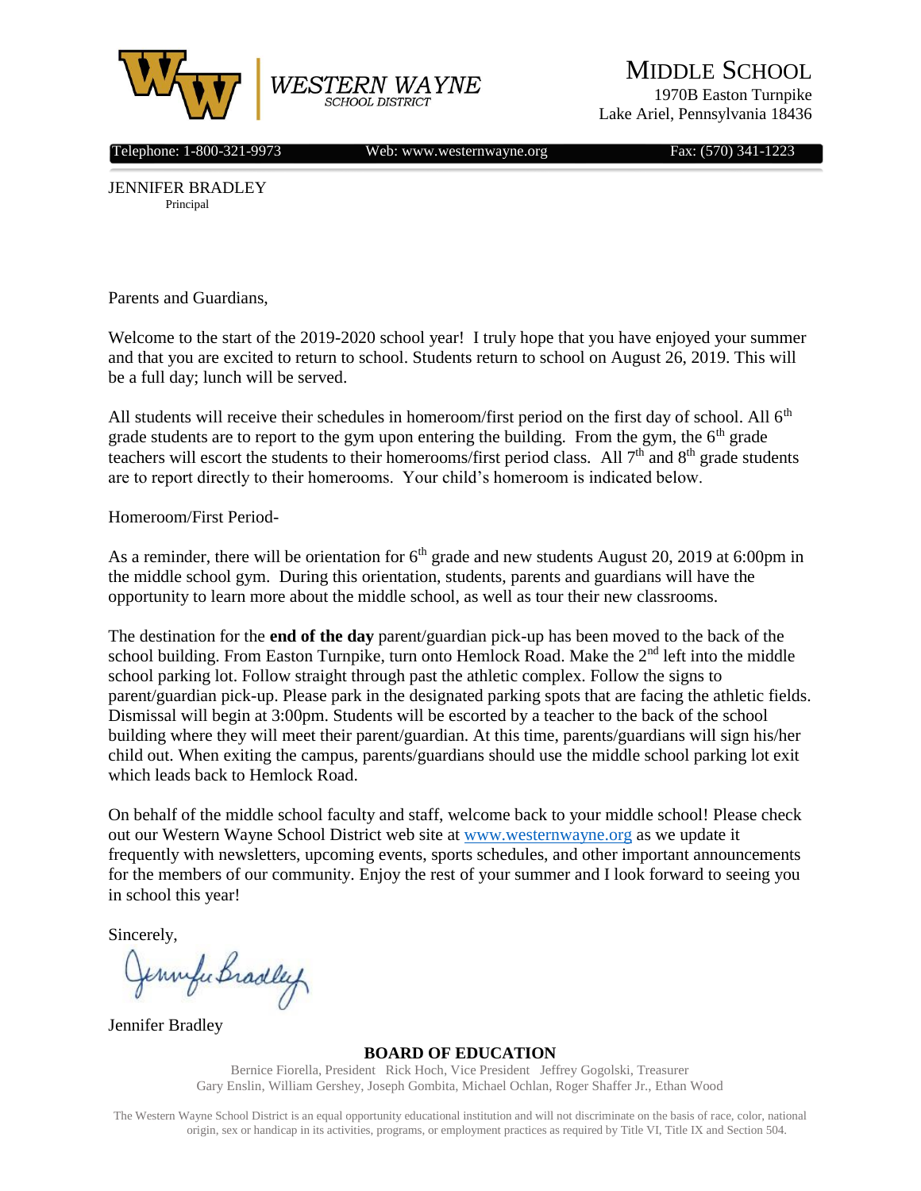WESTERN WAYNE
SCHOOL DISTRICT

# MIDDLE SCHOOL

1970B Easton Turnpike
Lake Ariel, Pennsylvania 18436

Telephone: 1-800-321-9973 | Web: www.westernwayne.org | Fax: (570) 341-1223

JENNIFER BRADLEY
Principal

Parents and Guardians,

Welcome to the start of the 2019-2020 school year! I truly hope that you have enjoyed your summer and that you are excited to return to school. Students return to school on August 26, 2019. This will be a full day; lunch will be served.

All students will receive their schedules in homeroom/first period on the first day of school. All 6th grade students are to report to the gym upon entering the building. From the gym, the 6th grade teachers will escort the students to their homerooms/first period class. All 7th and 8th grade students are to report directly to their homerooms. Your child's homeroom is indicated below.

Homeroom/First Period-

As a reminder, there will be orientation for 6th grade and new students August 20, 2019 at 6:00pm in the middle school gym. During this orientation, students, parents and guardians will have the opportunity to learn more about the middle school, as well as tour their new classrooms.

The destination for the **end of the day** parent/guardian pick-up has been moved to the back of the school building. From Easton Turnpike, turn onto Hemlock Road. Make the 2nd left into the middle school parking lot. Follow straight through past the athletic complex. Follow the signs to parent/guardian pick-up. Please park in the designated parking spots that are facing the athletic fields. Dismissal will begin at 3:00pm. Students will be escorted by a teacher to the back of the school building where they will meet their parent/guardian. At this time, parents/guardians will sign his/her child out. When exiting the campus, parents/guardians should use the middle school parking lot exit which leads back to Hemlock Road.

On behalf of the middle school faculty and staff, welcome back to your middle school! Please check out our Western Wayne School District web site at www.westernwayne.org as we update it frequently with newsletters, upcoming events, sports schedules, and other important announcements for the members of our community. Enjoy the rest of your summer and I look forward to seeing you in school this year!

Sincerely,

Jennifer Bradley

Jennifer Bradley

**BOARD OF EDUCATION**

Bernice Fiorella, President Rick Hoch, Vice President Jeffrey Gogolski, Treasurer
Gary Enslin, William Gershey, Joseph Gombita, Michael Ochlan, Roger Shaffer Jr., Ethan Wood

The Western Wayne School District is an equal opportunity educational institution and will not discriminate on the basis of race, color, national origin, sex or handicap in its activities, programs, or employment practices as required by Title VI, Title IX and Section 504.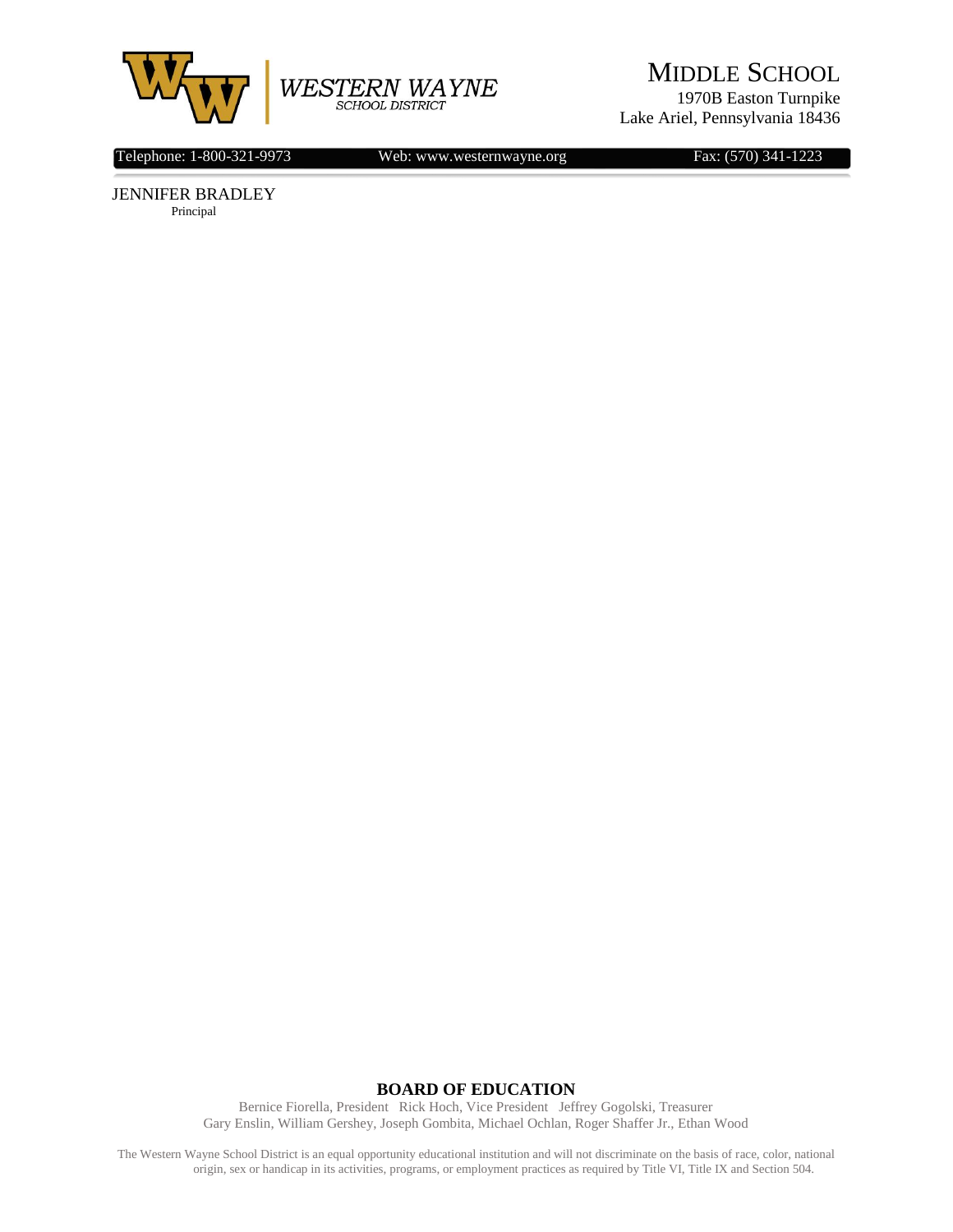WESTERN WAYNE
SCHOOL DISTRICT

MIDDLE SCHOOL
1970B Easton Turnpike
Lake Ariel, Pennsylvania 18436

Telephone: 1-800-321-9973 Web: www.westernwayne.org Fax: (570) 341-1223

JENNIFER BRADLEY
Principal

**BOARD OF EDUCATION**

Bernice Fiorella, President Rick Hoch, Vice President Jeffrey Gogolski, Treasurer
Gary Enslin, William Gershey, Joseph Gombita, Michael Ochlan, Roger Shaffer Jr., Ethan Wood

The Western Wayne School District is an equal opportunity educational institution and will not discriminate on the basis of race, color, national origin, sex or handicap in its activities, programs, or employment practices as required by Title VI, Title IX and Section 504.